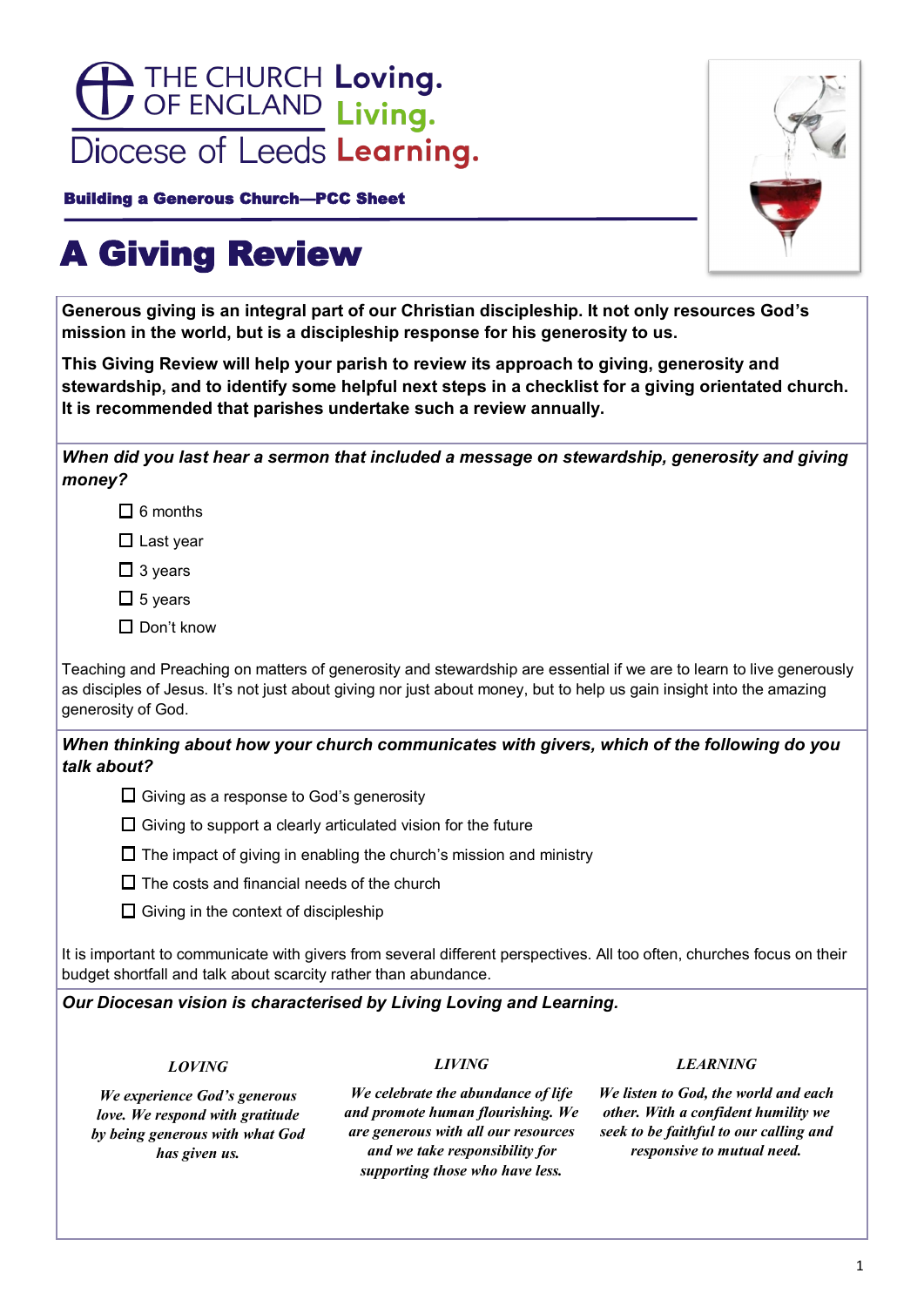THE CHURCH OF ENGLAND **Loving.** **Living.**
Diocese of Leeds **Learning.**

**Building a Generous Church—PCC Sheet**

# A Giving Review

**Generous giving is an integral part of our Christian discipleship. It not only resources God's mission in the world, but is a discipleship response for his generosity to us.**

**This Giving Review will help your parish to review its approach to giving, generosity and stewardship, and to identify some helpful next steps in a checklist for a giving orientated church. It is recommended that parishes undertake such a review annually.**

***When did you last hear a sermon that included a message on stewardship, generosity and giving money?***

- ☐ 6 months
- ☐ Last year
- ☐ 3 years
- ☐ 5 years
- ☐ Don't know

Teaching and Preaching on matters of generosity and stewardship are essential if we are to learn to live generously as disciples of Jesus. It's not just about giving nor just about money, but to help us gain insight into the amazing generosity of God.

***When thinking about how your church communicates with givers, which of the following do you talk about?***

- ☐ Giving as a response to God's generosity
- ☐ Giving to support a clearly articulated vision for the future
- ☐ The impact of giving in enabling the church's mission and ministry
- ☐ The costs and financial needs of the church
- ☐ Giving in the context of discipleship

It is important to communicate with givers from several different perspectives. All too often, churches focus on their budget shortfall and talk about scarcity rather than abundance.

***Our Diocesan vision is characterised by Living Loving and Learning.***

***LOVING***

***We experience God's generous love. We respond with gratitude by being generous with what God has given us.***

***LIVING***

***We celebrate the abundance of life and promote human flourishing. We are generous with all our resources and we take responsibility for supporting those who have less.***

***LEARNING***

***We listen to God, the world and each other. With a confident humility we seek to be faithful to our calling and responsive to mutual need.***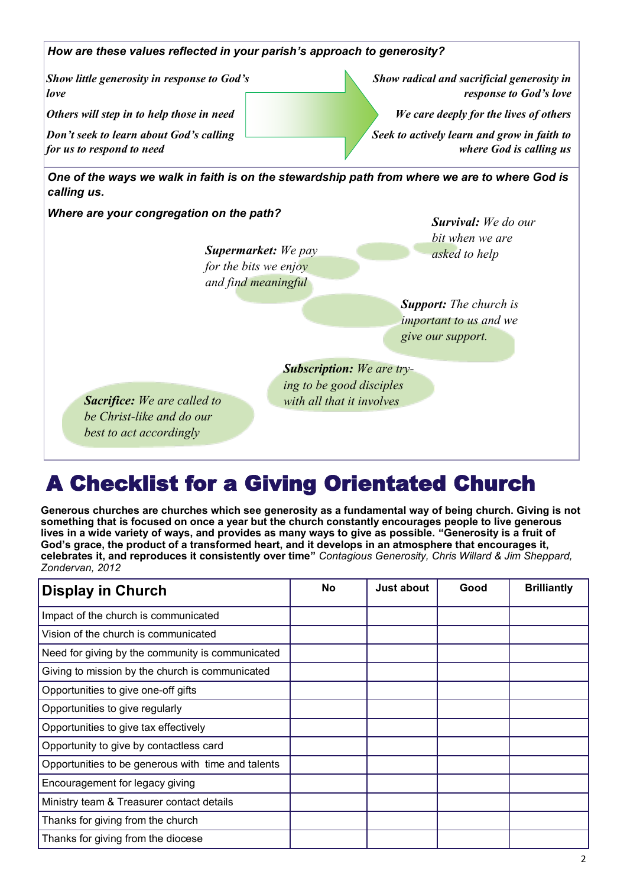***How are these values reflected in your parish's approach to generosity?***

| | |
|---|---|
| *Show little generosity in response to God's love* | *Show radical and sacrificial generosity in response to God's love* |
| *Others will step in to help those in need* | *We care deeply for the lives of others* |
| *Don't seek to learn about God's calling for us to respond to need* | *Seek to actively learn and grow in faith to where God is calling us* |

***One of the ways we walk in faith is on the stewardship path from where we are to where God is calling us.***

***Where are your congregation on the path?***

***Survival:*** *We do our bit when we are asked to help*

***Supermarket:*** *We pay for the bits we enjoy and find meaningful*

***Support:*** *The church is important to us and we give our support.*

***Subscription:*** *We are trying to be good disciples with all that it involves*

***Sacrifice:*** *We are called to be Christ-like and do our best to act accordingly*

# A Checklist for a Giving Orientated Church

**Generous churches are churches which see generosity as a fundamental way of being church. Giving is not something that is focused on once a year but the church constantly encourages people to live generous lives in a wide variety of ways, and provides as many ways to give as possible. "Generosity is a fruit of God's grace, the product of a transformed heart, and it develops in an atmosphere that encourages it, celebrates it, and reproduces it consistently over time"** *Contagious Generosity, Chris Willard & Jim Sheppard, Zondervan, 2012*

| Display in Church | No | Just about | Good | Brilliantly |
|---|---|---|---|---|
| Impact of the church is communicated | | | | |
| Vision of the church is communicated | | | | |
| Need for giving by the community is communicated | | | | |
| Giving to mission by the church is communicated | | | | |
| Opportunities to give one-off gifts | | | | |
| Opportunities to give regularly | | | | |
| Opportunities to give tax effectively | | | | |
| Opportunity to give by contactless card | | | | |
| Opportunities to be generous with time and talents | | | | |
| Encouragement for legacy giving | | | | |
| Ministry team & Treasurer contact details | | | | |
| Thanks for giving from the church | | | | |
| Thanks for giving from the diocese | | | | |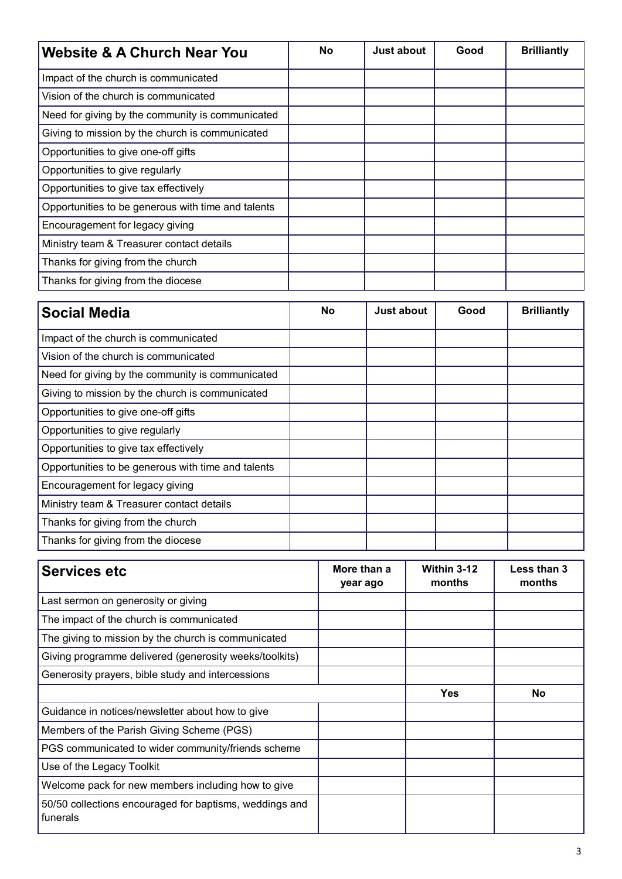| Website & A Church Near You | No | Just about | Good | Brilliantly |
|---|---|---|---|---|
| Impact of the church is communicated | | | | |
| Vision of the church is communicated | | | | |
| Need for giving by the community is communicated | | | | |
| Giving to mission by the church is communicated | | | | |
| Opportunities to give one-off gifts | | | | |
| Opportunities to give regularly | | | | |
| Opportunities to give tax effectively | | | | |
| Opportunities to be generous with time and talents | | | | |
| Encouragement for legacy giving | | | | |
| Ministry team & Treasurer contact details | | | | |
| Thanks for giving from the church | | | | |
| Thanks for giving from the diocese | | | | |

| Social Media | No | Just about | Good | Brilliantly |
|---|---|---|---|---|
| Impact of the church is communicated | | | | |
| Vision of the church is communicated | | | | |
| Need for giving by the community is communicated | | | | |
| Giving to mission by the church is communicated | | | | |
| Opportunities to give one-off gifts | | | | |
| Opportunities to give regularly | | | | |
| Opportunities to give tax effectively | | | | |
| Opportunities to be generous with time and talents | | | | |
| Encouragement for legacy giving | | | | |
| Ministry team & Treasurer contact details | | | | |
| Thanks for giving from the church | | | | |
| Thanks for giving from the diocese | | | | |

| Services etc | More than a year ago | Within 3-12 months | Less than 3 months |
|---|---|---|---|
| Last sermon on generosity or giving | | | |
| The impact of the church is communicated | | | |
| The giving to mission by the church is communicated | | | |
| Giving programme delivered (generosity weeks/toolkits) | | | |
| Generosity prayers, bible study and intercessions | | | |
| | | Yes | No |
| Guidance in notices/newsletter about how to give | | | |
| Members of the Parish Giving Scheme (PGS) | | | |
| PGS communicated to wider community/friends scheme | | | |
| Use of the Legacy Toolkit | | | |
| Welcome pack for new members including how to give | | | |
| 50/50 collections encouraged for baptisms, weddings and funerals | | | |